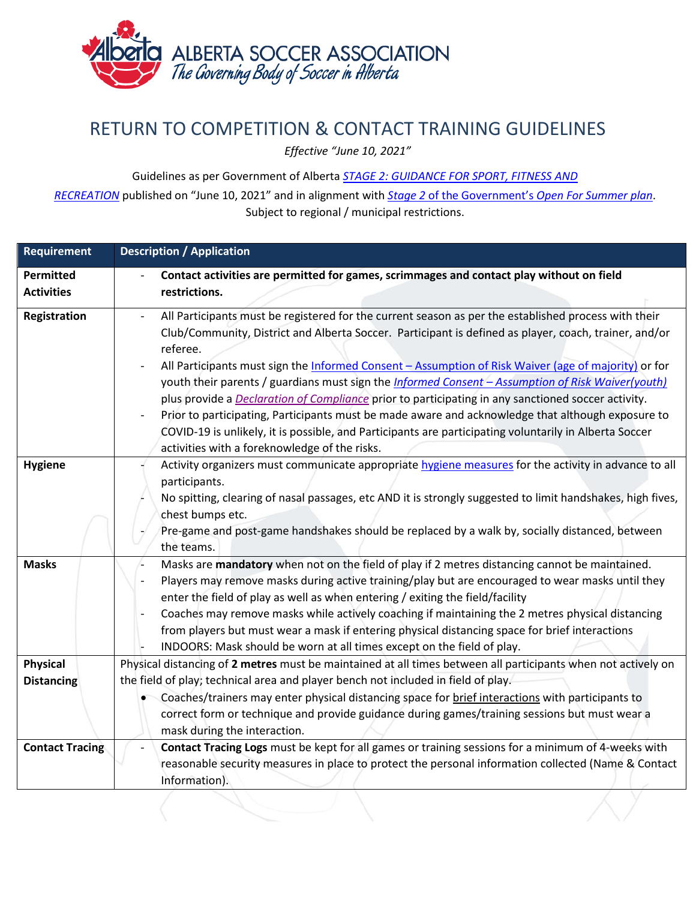ALBERTA SOCCER ASSOCIATION
*The Governing Body of Soccer in Alberta*

# RETURN TO COMPETITION & CONTACT TRAINING GUIDELINES

*Effective "June 10, 2021"*

Guidelines as per Government of Alberta *STAGE 2: GUIDANCE FOR SPORT, FITNESS AND RECREATION* published on "June 10, 2021" and in alignment with *Stage 2* of the Government's *Open For Summer plan*. Subject to regional / municipal restrictions.

| Requirement | Description / Application |
|---|---|
| **Permitted Activities** | - **Contact activities are permitted for games, scrimmages and contact play without on field restrictions.** |
| **Registration** | - All Participants must be registered for the current season as per the established process with their Club/Community, District and Alberta Soccer. Participant is defined as player, coach, trainer, and/or referee.<br>- All Participants must sign the Informed Consent – Assumption of Risk Waiver (age of majority) or for youth their parents / guardians must sign the *Informed Consent – Assumption of Risk Waiver(youth)* plus provide a *Declaration of Compliance* prior to participating in any sanctioned soccer activity.<br>- Prior to participating, Participants must be made aware and acknowledge that although exposure to COVID-19 is unlikely, it is possible, and Participants are participating voluntarily in Alberta Soccer activities with a foreknowledge of the risks. |
| **Hygiene** | - Activity organizers must communicate appropriate hygiene measures for the activity in advance to all participants.<br>- No spitting, clearing of nasal passages, etc AND it is strongly suggested to limit handshakes, high fives, chest bumps etc.<br>- Pre-game and post-game handshakes should be replaced by a walk by, socially distanced, between the teams. |
| **Masks** | - Masks are **mandatory** when not on the field of play if 2 metres distancing cannot be maintained.<br>- Players may remove masks during active training/play but are encouraged to wear masks until they enter the field of play as well as when entering / exiting the field/facility<br>- Coaches may remove masks while actively coaching if maintaining the 2 metres physical distancing from players but must wear a mask if entering physical distancing space for brief interactions<br>- INDOORS: Mask should be worn at all times except on the field of play. |
| **Physical Distancing** | Physical distancing of **2 metres** must be maintained at all times between all participants when not actively on the field of play; technical area and player bench not included in field of play.<br>• Coaches/trainers may enter physical distancing space for brief interactions with participants to correct form or technique and provide guidance during games/training sessions but must wear a mask during the interaction. |
| **Contact Tracing** | - **Contact Tracing Logs** must be kept for all games or training sessions for a minimum of 4-weeks with reasonable security measures in place to protect the personal information collected (Name & Contact Information). |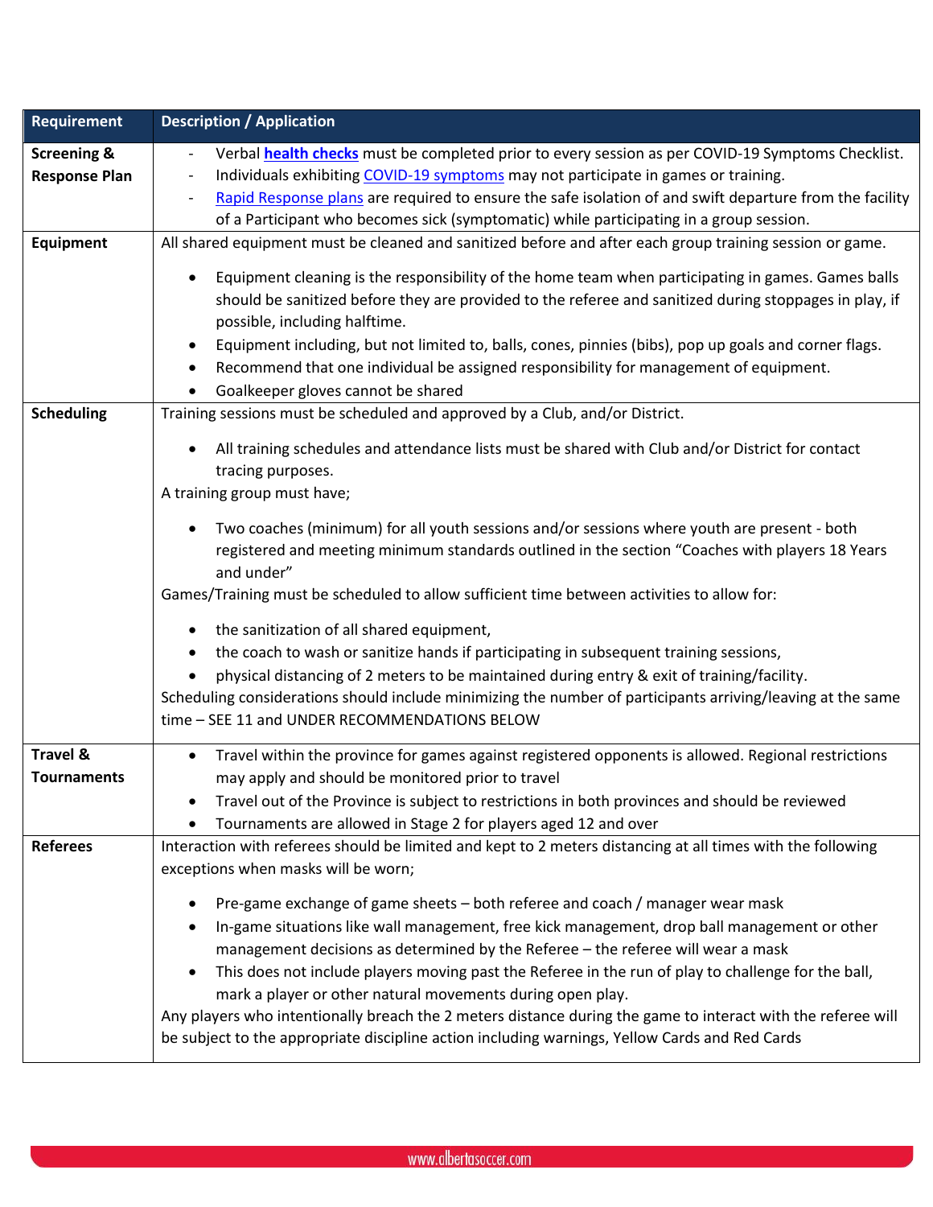| Requirement | Description / Application |
|---|---|
| **Screening & Response Plan** | - Verbal **health checks** must be completed prior to every session as per COVID-19 Symptoms Checklist.<br>- Individuals exhibiting COVID-19 symptoms may not participate in games or training.<br>- Rapid Response plans are required to ensure the safe isolation of and swift departure from the facility of a Participant who becomes sick (symptomatic) while participating in a group session. |
| **Equipment** | All shared equipment must be cleaned and sanitized before and after each group training session or game.<br>• Equipment cleaning is the responsibility of the home team when participating in games. Games balls should be sanitized before they are provided to the referee and sanitized during stoppages in play, if possible, including halftime.<br>• Equipment including, but not limited to, balls, cones, pinnies (bibs), pop up goals and corner flags.<br>• Recommend that one individual be assigned responsibility for management of equipment.<br>• Goalkeeper gloves cannot be shared |
| **Scheduling** | Training sessions must be scheduled and approved by a Club, and/or District.<br>• All training schedules and attendance lists must be shared with Club and/or District for contact tracing purposes.<br>A training group must have;<br>• Two coaches (minimum) for all youth sessions and/or sessions where youth are present - both registered and meeting minimum standards outlined in the section "Coaches with players 18 Years and under"<br>Games/Training must be scheduled to allow sufficient time between activities to allow for:<br>• the sanitization of all shared equipment,<br>• the coach to wash or sanitize hands if participating in subsequent training sessions,<br>• physical distancing of 2 meters to be maintained during entry & exit of training/facility.<br>Scheduling considerations should include minimizing the number of participants arriving/leaving at the same time – SEE 11 and UNDER RECOMMENDATIONS BELOW |
| **Travel & Tournaments** | • Travel within the province for games against registered opponents is allowed. Regional restrictions may apply and should be monitored prior to travel<br>• Travel out of the Province is subject to restrictions in both provinces and should be reviewed<br>• Tournaments are allowed in Stage 2 for players aged 12 and over |
| **Referees** | Interaction with referees should be limited and kept to 2 meters distancing at all times with the following exceptions when masks will be worn;<br>• Pre-game exchange of game sheets – both referee and coach / manager wear mask<br>• In-game situations like wall management, free kick management, drop ball management or other management decisions as determined by the Referee – the referee will wear a mask<br>• This does not include players moving past the Referee in the run of play to challenge for the ball, mark a player or other natural movements during open play.<br>Any players who intentionally breach the 2 meters distance during the game to interact with the referee will be subject to the appropriate discipline action including warnings, Yellow Cards and Red Cards |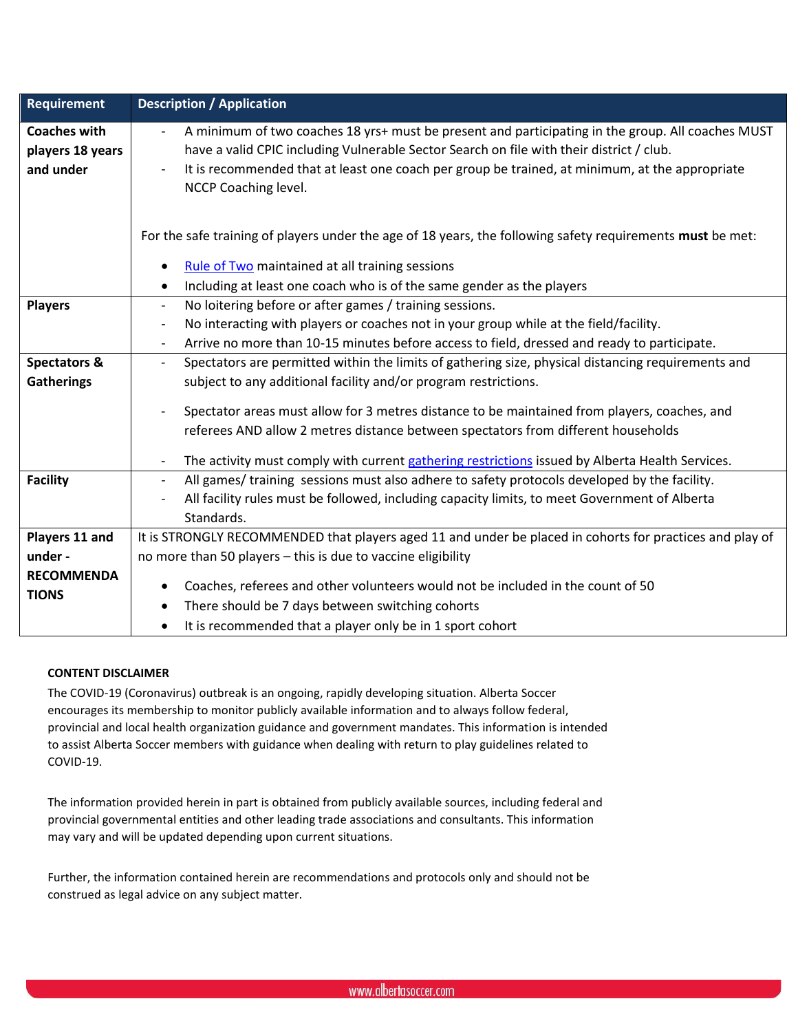| Requirement | Description / Application |
|---|---|
| **Coaches with players 18 years and under** | - A minimum of two coaches 18 yrs+ must be present and participating in the group. All coaches MUST have a valid CPIC including Vulnerable Sector Search on file with their district / club.<br>- It is recommended that at least one coach per group be trained, at minimum, at the appropriate NCCP Coaching level.<br><br>For the safe training of players under the age of 18 years, the following safety requirements **must** be met:<br>• Rule of Two maintained at all training sessions<br>• Including at least one coach who is of the same gender as the players |
| **Players** | - No loitering before or after games / training sessions.<br>- No interacting with players or coaches not in your group while at the field/facility.<br>- Arrive no more than 10-15 minutes before access to field, dressed and ready to participate. |
| **Spectators & Gatherings** | - Spectators are permitted within the limits of gathering size, physical distancing requirements and subject to any additional facility and/or program restrictions.<br>- Spectator areas must allow for 3 metres distance to be maintained from players, coaches, and referees AND allow 2 metres distance between spectators from different households<br>- The activity must comply with current gathering restrictions issued by Alberta Health Services. |
| **Facility** | - All games/ training sessions must also adhere to safety protocols developed by the facility.<br>- All facility rules must be followed, including capacity limits, to meet Government of Alberta Standards. |
| **Players 11 and under - RECOMMENDATIONS** | It is STRONGLY RECOMMENDED that players aged 11 and under be placed in cohorts for practices and play of no more than 50 players – this is due to vaccine eligibility<br>• Coaches, referees and other volunteers would not be included in the count of 50<br>• There should be 7 days between switching cohorts<br>• It is recommended that a player only be in 1 sport cohort |

**CONTENT DISCLAIMER**

The COVID-19 (Coronavirus) outbreak is an ongoing, rapidly developing situation. Alberta Soccer encourages its membership to monitor publicly available information and to always follow federal, provincial and local health organization guidance and government mandates. This information is intended to assist Alberta Soccer members with guidance when dealing with return to play guidelines related to COVID-19.

The information provided herein in part is obtained from publicly available sources, including federal and provincial governmental entities and other leading trade associations and consultants. This information may vary and will be updated depending upon current situations.

Further, the information contained herein are recommendations and protocols only and should not be construed as legal advice on any subject matter.